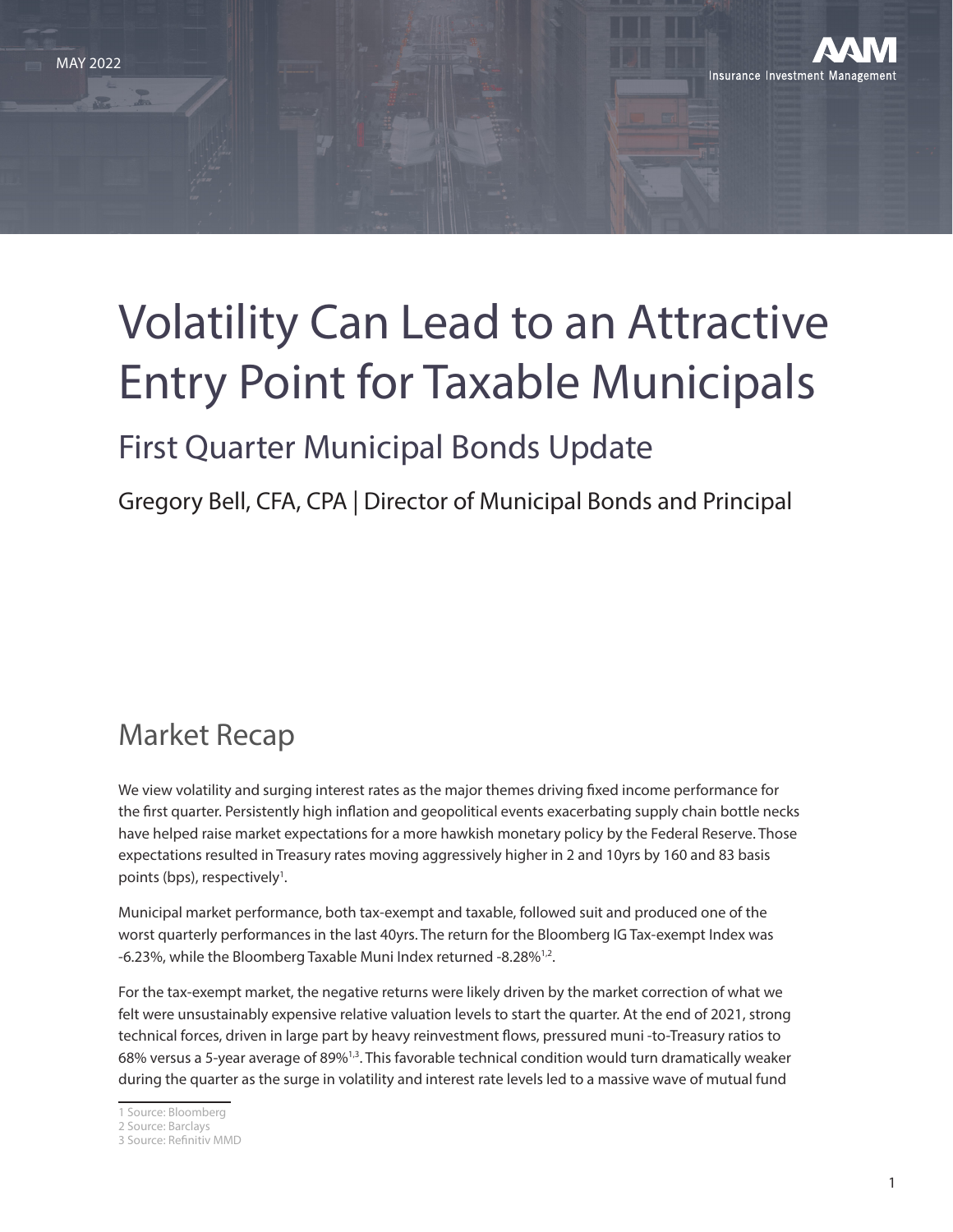MAY 2022

AAM Insurance Investment Management

# Volatility Can Lead to an Attractive Entry Point for Taxable Municipals

## First Quarter Municipal Bonds Update

Gregory Bell, CFA, CPA | Director of Municipal Bonds and Principal

## Market Recap

We view volatility and surging interest rates as the major themes driving fixed income performance for the first quarter. Persistently high inflation and geopolitical events exacerbating supply chain bottle necks have helped raise market expectations for a more hawkish monetary policy by the Federal Reserve. Those expectations resulted in Treasury rates moving aggressively higher in 2 and 10yrs by 160 and 83 basis points (bps), respectively[1].

Municipal market performance, both tax-exempt and taxable, followed suit and produced one of the worst quarterly performances in the last 40yrs. The return for the Bloomberg IG Tax-exempt Index was -6.23%, while the Bloomberg Taxable Muni Index returned -8.28%[1,2].

For the tax-exempt market, the negative returns were likely driven by the market correction of what we felt were unsustainably expensive relative valuation levels to start the quarter. At the end of 2021, strong technical forces, driven in large part by heavy reinvestment flows, pressured muni -to-Treasury ratios to 68% versus a 5-year average of 89%[1,3]. This favorable technical condition would turn dramatically weaker during the quarter as the surge in volatility and interest rate levels led to a massive wave of mutual fund

1 Source: Bloomberg
2 Source: Barclays
3 Source: Refinitiv MMD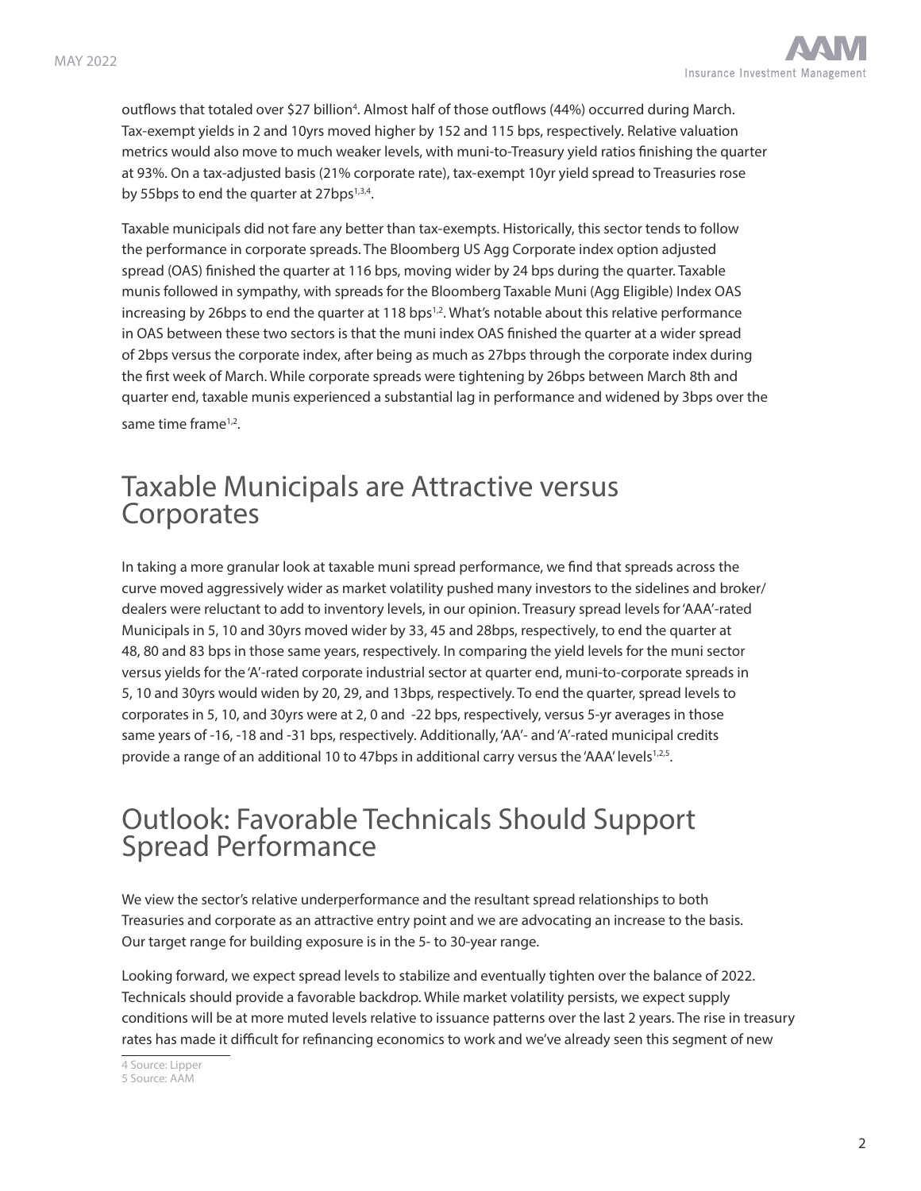outflows that totaled over $27 billion[4]. Almost half of those outflows (44%) occurred during March. Tax-exempt yields in 2 and 10yrs moved higher by 152 and 115 bps, respectively. Relative valuation metrics would also move to much weaker levels, with muni-to-Treasury yield ratios finishing the quarter at 93%. On a tax-adjusted basis (21% corporate rate), tax-exempt 10yr yield spread to Treasuries rose by 55bps to end the quarter at 27bps[1,3,4].

Taxable municipals did not fare any better than tax-exempts. Historically, this sector tends to follow the performance in corporate spreads. The Bloomberg US Agg Corporate index option adjusted spread (OAS) finished the quarter at 116 bps, moving wider by 24 bps during the quarter. Taxable munis followed in sympathy, with spreads for the Bloomberg Taxable Muni (Agg Eligible) Index OAS increasing by 26bps to end the quarter at 118 bps[1,2]. What's notable about this relative performance in OAS between these two sectors is that the muni index OAS finished the quarter at a wider spread of 2bps versus the corporate index, after being as much as 27bps through the corporate index during the first week of March. While corporate spreads were tightening by 26bps between March 8th and quarter end, taxable munis experienced a substantial lag in performance and widened by 3bps over the same time frame[1,2].

## Taxable Municipals are Attractive versus Corporates

In taking a more granular look at taxable muni spread performance, we find that spreads across the curve moved aggressively wider as market volatility pushed many investors to the sidelines and broker/dealers were reluctant to add to inventory levels, in our opinion. Treasury spread levels for 'AAA'-rated Municipals in 5, 10 and 30yrs moved wider by 33, 45 and 28bps, respectively, to end the quarter at 48, 80 and 83 bps in those same years, respectively. In comparing the yield levels for the muni sector versus yields for the 'A'-rated corporate industrial sector at quarter end, muni-to-corporate spreads in 5, 10 and 30yrs would widen by 20, 29, and 13bps, respectively. To end the quarter, spread levels to corporates in 5, 10, and 30yrs were at 2, 0 and -22 bps, respectively, versus 5-yr averages in those same years of -16, -18 and -31 bps, respectively. Additionally, 'AA'- and 'A'-rated municipal credits provide a range of an additional 10 to 47bps in additional carry versus the 'AAA' levels[1,2,5].

## Outlook: Favorable Technicals Should Support Spread Performance

We view the sector's relative underperformance and the resultant spread relationships to both Treasuries and corporate as an attractive entry point and we are advocating an increase to the basis. Our target range for building exposure is in the 5- to 30-year range.

Looking forward, we expect spread levels to stabilize and eventually tighten over the balance of 2022. Technicals should provide a favorable backdrop. While market volatility persists, we expect supply conditions will be at more muted levels relative to issuance patterns over the last 2 years. The rise in treasury rates has made it difficult for refinancing economics to work and we've already seen this segment of new

4 Source: Lipper
5 Source: AAM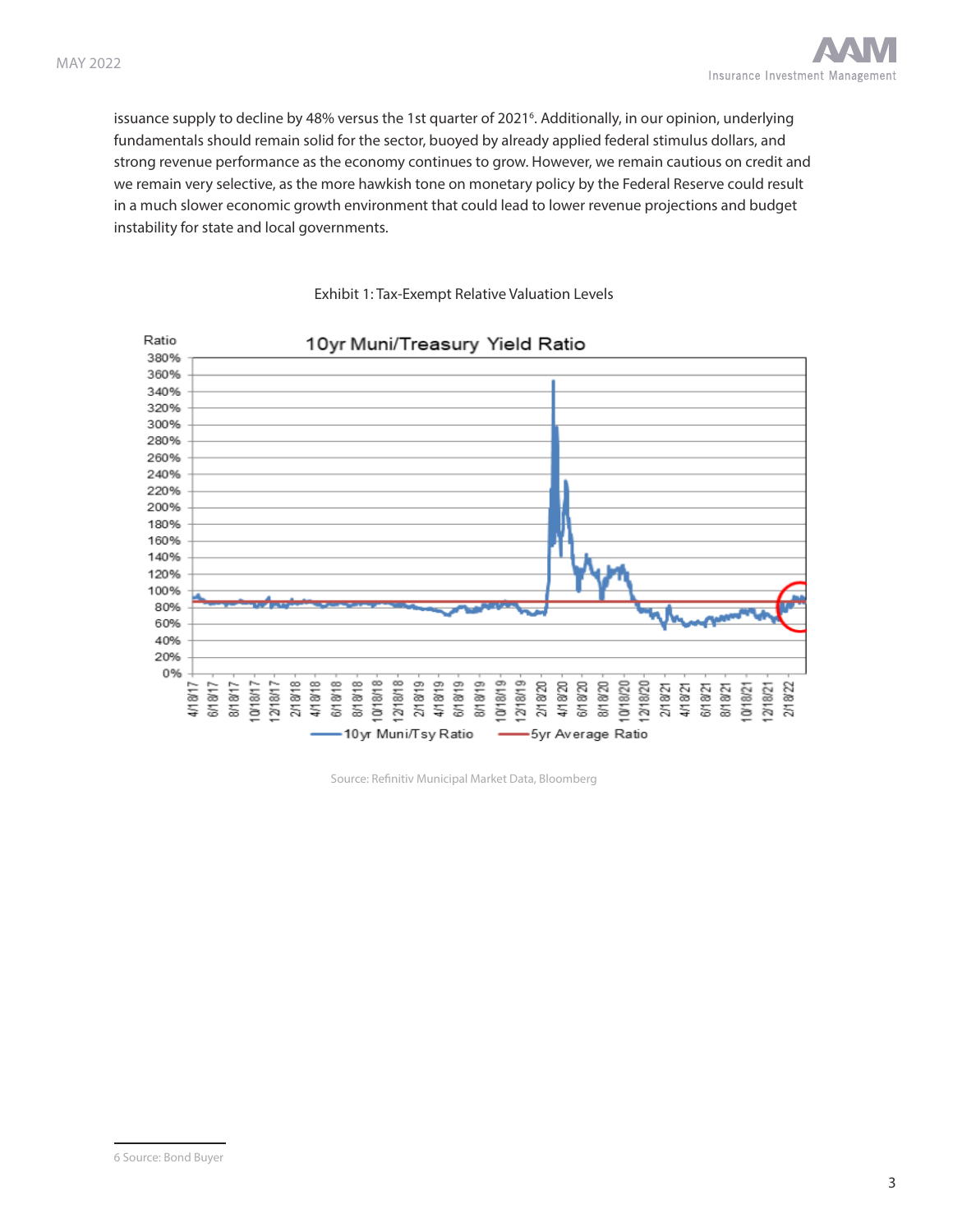issuance supply to decline by 48% versus the 1st quarter of 2021[6]. Additionally, in our opinion, underlying fundamentals should remain solid for the sector, buoyed by already applied federal stimulus dollars, and strong revenue performance as the economy continues to grow. However, we remain cautious on credit and we remain very selective, as the more hawkish tone on monetary policy by the Federal Reserve could result in a much slower economic growth environment that could lead to lower revenue projections and budget instability for state and local governments.

Exhibit 1: Tax-Exempt Relative Valuation Levels

Source: Refinitiv Municipal Market Data, Bloomberg

6 Source: Bond Buyer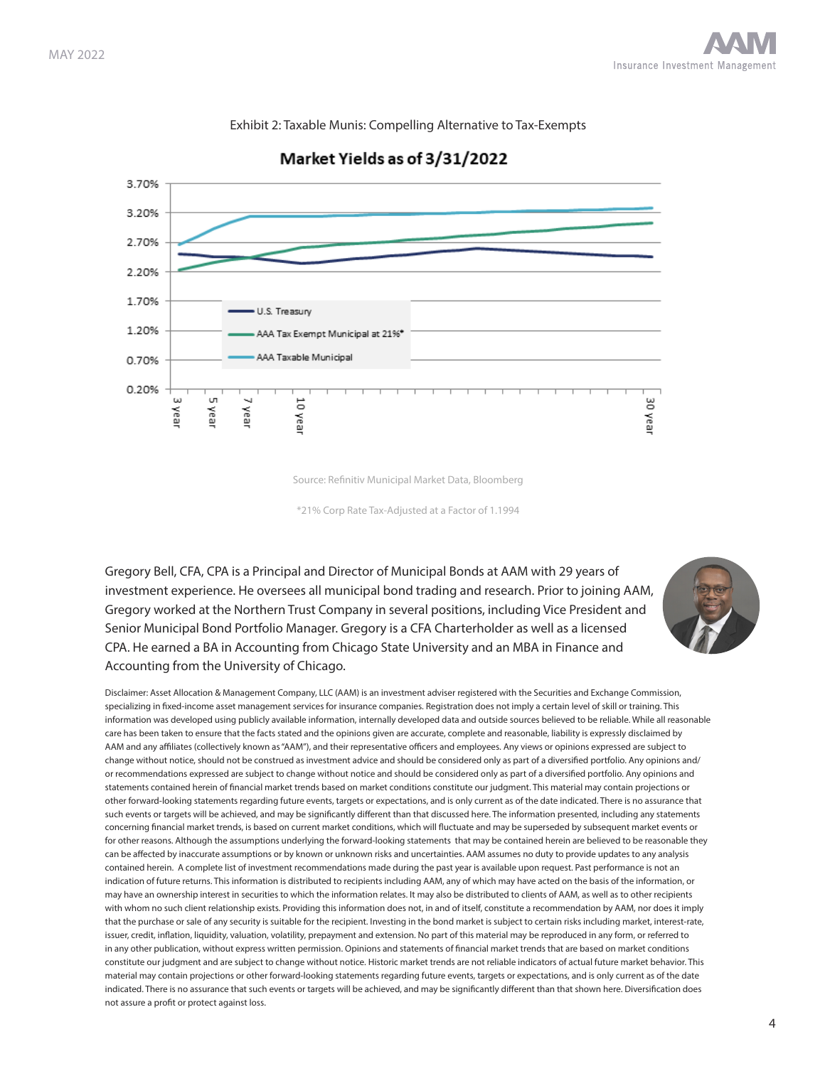Exhibit 2: Taxable Munis: Compelling Alternative to Tax-Exempts

Market Yields as of 3/31/2022

3.70%
3.20%
2.70%
2.20%
1.70%
1.20%
0.70%
0.20%

U.S. Treasury
AAA Tax Exempt Municipal at 21%*
AAA Taxable Municipal

3 year
5 year
7 year
10 year
30 year

Source: Refinitiv Municipal Market Data, Bloomberg

*21% Corp Rate Tax-Adjusted at a Factor of 1.1994

Gregory Bell, CFA, CPA is a Principal and Director of Municipal Bonds at AAM with 29 years of investment experience. He oversees all municipal bond trading and research. Prior to joining AAM, Gregory worked at the Northern Trust Company in several positions, including Vice President and Senior Municipal Bond Portfolio Manager. Gregory is a CFA Charterholder as well as a licensed CPA. He earned a BA in Accounting from Chicago State University and an MBA in Finance and Accounting from the University of Chicago.

Disclaimer: Asset Allocation & Management Company, LLC (AAM) is an investment adviser registered with the Securities and Exchange Commission, specializing in fixed-income asset management services for insurance companies. Registration does not imply a certain level of skill or training. This information was developed using publicly available information, internally developed data and outside sources believed to be reliable. While all reasonable care has been taken to ensure that the facts stated and the opinions given are accurate, complete and reasonable, liability is expressly disclaimed by AAM and any affiliates (collectively known as "AAM"), and their representative officers and employees. Any views or opinions expressed are subject to change without notice, should not be construed as investment advice and should be considered only as part of a diversified portfolio. Any opinions and/or recommendations expressed are subject to change without notice and should be considered only as part of a diversified portfolio. Any opinions and statements contained herein of financial market trends based on market conditions constitute our judgment. This material may contain projections or other forward-looking statements regarding future events, targets or expectations, and is only current as of the date indicated. There is no assurance that such events or targets will be achieved, and may be significantly different than that discussed here. The information presented, including any statements concerning financial market trends, is based on current market conditions, which will fluctuate and may be superseded by subsequent market events or for other reasons. Although the assumptions underlying the forward-looking statements that may be contained herein are believed to be reasonable they can be affected by inaccurate assumptions or by known or unknown risks and uncertainties. AAM assumes no duty to provide updates to any analysis contained herein. A complete list of investment recommendations made during the past year is available upon request. Past performance is not an indication of future returns. This information is distributed to recipients including AAM, any of which may have acted on the basis of the information, or may have an ownership interest in securities to which the information relates. It may also be distributed to clients of AAM, as well as to other recipients with whom no such client relationship exists. Providing this information does not, in and of itself, constitute a recommendation by AAM, nor does it imply that the purchase or sale of any security is suitable for the recipient. Investing in the bond market is subject to certain risks including market, interest-rate, issuer, credit, inflation, liquidity, valuation, volatility, prepayment and extension. No part of this material may be reproduced in any form, or referred to in any other publication, without express written permission. Opinions and statements of financial market trends that are based on market conditions constitute our judgment and are subject to change without notice. Historic market trends are not reliable indicators of actual future market behavior. This material may contain projections or other forward-looking statements regarding future events, targets or expectations, and is only current as of the date indicated. There is no assurance that such events or targets will be achieved, and may be significantly different than that shown here. Diversification does not assure a profit or protect against loss.